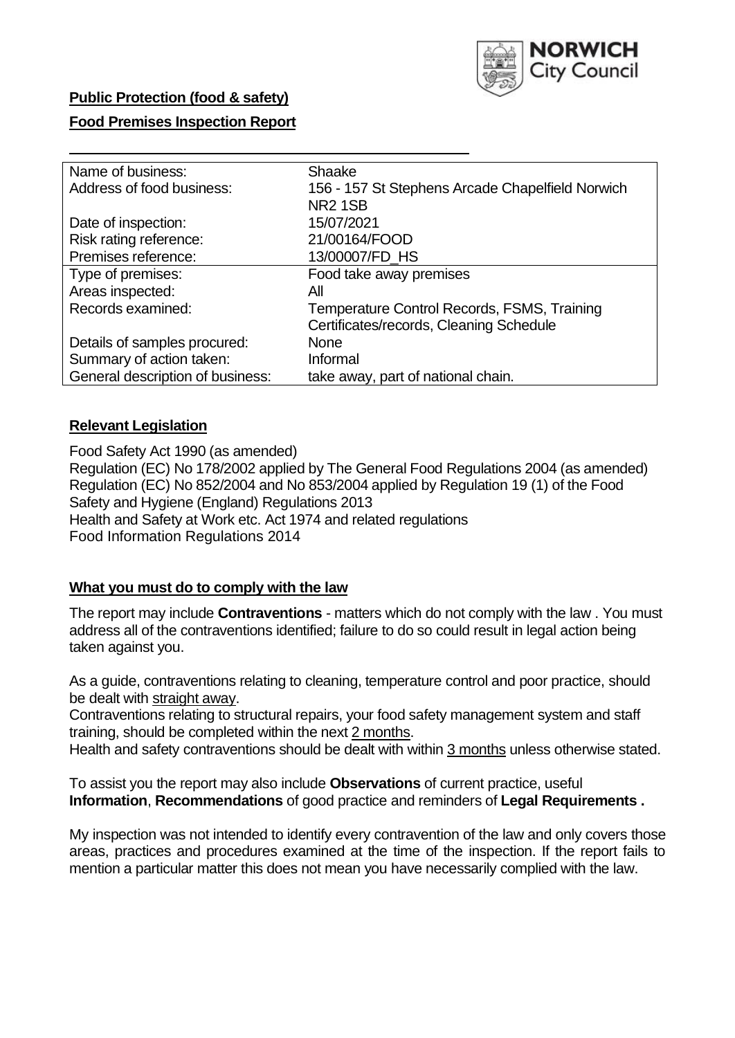**Public Protection (food & safety)**

**Food Premises Inspection Report**

| Name of business: | Shaake |
|---|---|
| Address of food business: | 156 - 157 St Stephens Arcade Chapelfield Norwich NR2 1SB |
| Date of inspection: | 15/07/2021 |
| Risk rating reference: | 21/00164/FOOD |
| Premises reference: | 13/00007/FD_HS |
| Type of premises: | Food take away premises |
| Areas inspected: | All |
| Records examined: | Temperature Control Records, FSMS, Training Certificates/records, Cleaning Schedule |
| Details of samples procured: | None |
| Summary of action taken: | Informal |
| General description of business: | take away, part of national chain. |

## **Relevant Legislation**

Food Safety Act 1990 (as amended)
Regulation (EC) No 178/2002 applied by The General Food Regulations 2004 (as amended)
Regulation (EC) No 852/2004 and No 853/2004 applied by Regulation 19 (1) of the Food Safety and Hygiene (England) Regulations 2013
Health and Safety at Work etc. Act 1974 and related regulations
Food Information Regulations 2014

## **What you must do to comply with the law**

The report may include **Contraventions** - matters which do not comply with the law . You must address all of the contraventions identified; failure to do so could result in legal action being taken against you.

As a guide, contraventions relating to cleaning, temperature control and poor practice, should be dealt with straight away.
Contraventions relating to structural repairs, your food safety management system and staff training, should be completed within the next 2 months.
Health and safety contraventions should be dealt with within 3 months unless otherwise stated.

To assist you the report may also include **Observations** of current practice, useful **Information**, **Recommendations** of good practice and reminders of **Legal Requirements .**

My inspection was not intended to identify every contravention of the law and only covers those areas, practices and procedures examined at the time of the inspection. If the report fails to mention a particular matter this does not mean you have necessarily complied with the law.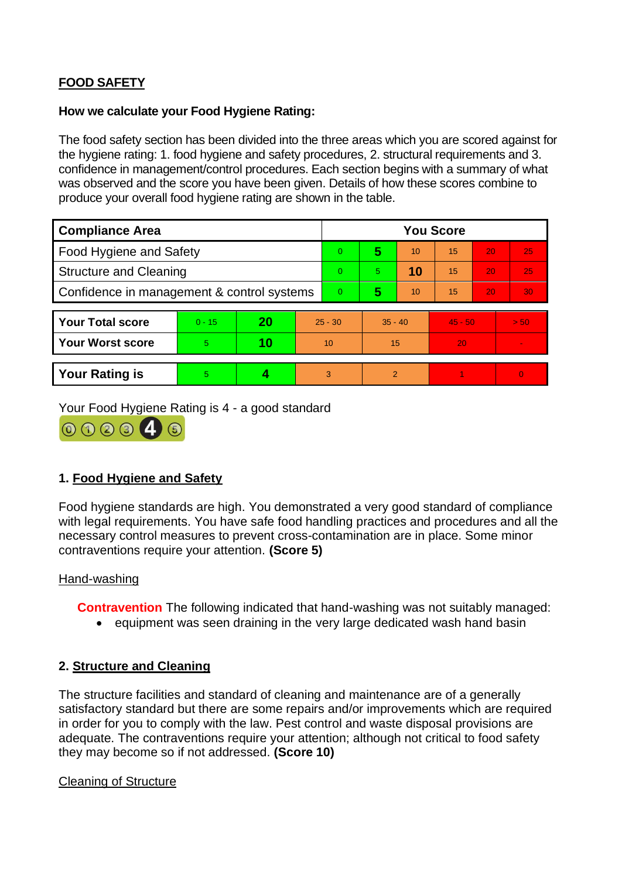## FOOD SAFETY

**How we calculate your Food Hygiene Rating:**

The food safety section has been divided into the three areas which you are scored against for the hygiene rating: 1. food hygiene and safety procedures, 2. structural requirements and 3. confidence in management/control procedures. Each section begins with a summary of what was observed and the score you have been given. Details of how these scores combine to produce your overall food hygiene rating are shown in the table.

| Compliance Area | You Score | | | | | |
|---|---|---|---|---|---|---|
| Food Hygiene and Safety | 0 | **5** | 10 | 15 | 20 | 25 |
| Structure and Cleaning | 0 | 5 | **10** | 15 | 20 | 25 |
| Confidence in management & control systems | 0 | **5** | 10 | 15 | 20 | 30 |

| | | | | | | |
|---|---|---|---|---|---|---|
| **Your Total score** | 0 - 15 | **20** | 25 - 30 | 35 - 40 | 45 - 50 | > 50 |
| **Your Worst score** | 5 | **10** | 10 | 15 | 20 | - |

| | | | | | | |
|---|---|---|---|---|---|---|
| **Your Rating is** | 5 | **4** | 3 | 2 | 1 | 0 |

Your Food Hygiene Rating is 4 - a good standard

### 1. Food Hygiene and Safety

Food hygiene standards are high. You demonstrated a very good standard of compliance with legal requirements. You have safe food handling practices and procedures and all the necessary control measures to prevent cross-contamination are in place. Some minor contraventions require your attention. **(Score 5)**

Hand-washing

**Contravention** The following indicated that hand-washing was not suitably managed:

- equipment was seen draining in the very large dedicated wash hand basin

### 2. Structure and Cleaning

The structure facilities and standard of cleaning and maintenance are of a generally satisfactory standard but there are some repairs and/or improvements which are required in order for you to comply with the law. Pest control and waste disposal provisions are adequate. The contraventions require your attention; although not critical to food safety they may become so if not addressed. **(Score 10)**

Cleaning of Structure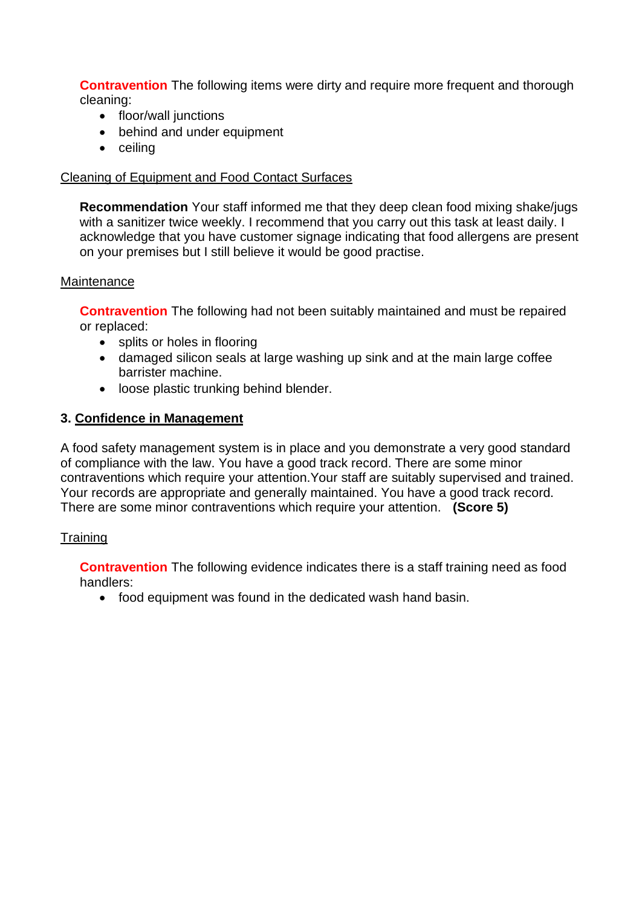**Contravention** The following items were dirty and require more frequent and thorough cleaning:

- floor/wall junctions
- behind and under equipment
- ceiling

Cleaning of Equipment and Food Contact Surfaces

**Recommendation** Your staff informed me that they deep clean food mixing shake/jugs with a sanitizer twice weekly. I recommend that you carry out this task at least daily. I acknowledge that you have customer signage indicating that food allergens are present on your premises but I still believe it would be good practise.

Maintenance

**Contravention** The following had not been suitably maintained and must be repaired or replaced:

- splits or holes in flooring
- damaged silicon seals at large washing up sink and at the main large coffee barrister machine.
- loose plastic trunking behind blender.

### 3. Confidence in Management

A food safety management system is in place and you demonstrate a very good standard of compliance with the law. You have a good track record. There are some minor contraventions which require your attention.Your staff are suitably supervised and trained. Your records are appropriate and generally maintained. You have a good track record. There are some minor contraventions which require your attention. **(Score 5)**

Training

**Contravention** The following evidence indicates there is a staff training need as food handlers:

- food equipment was found in the dedicated wash hand basin.